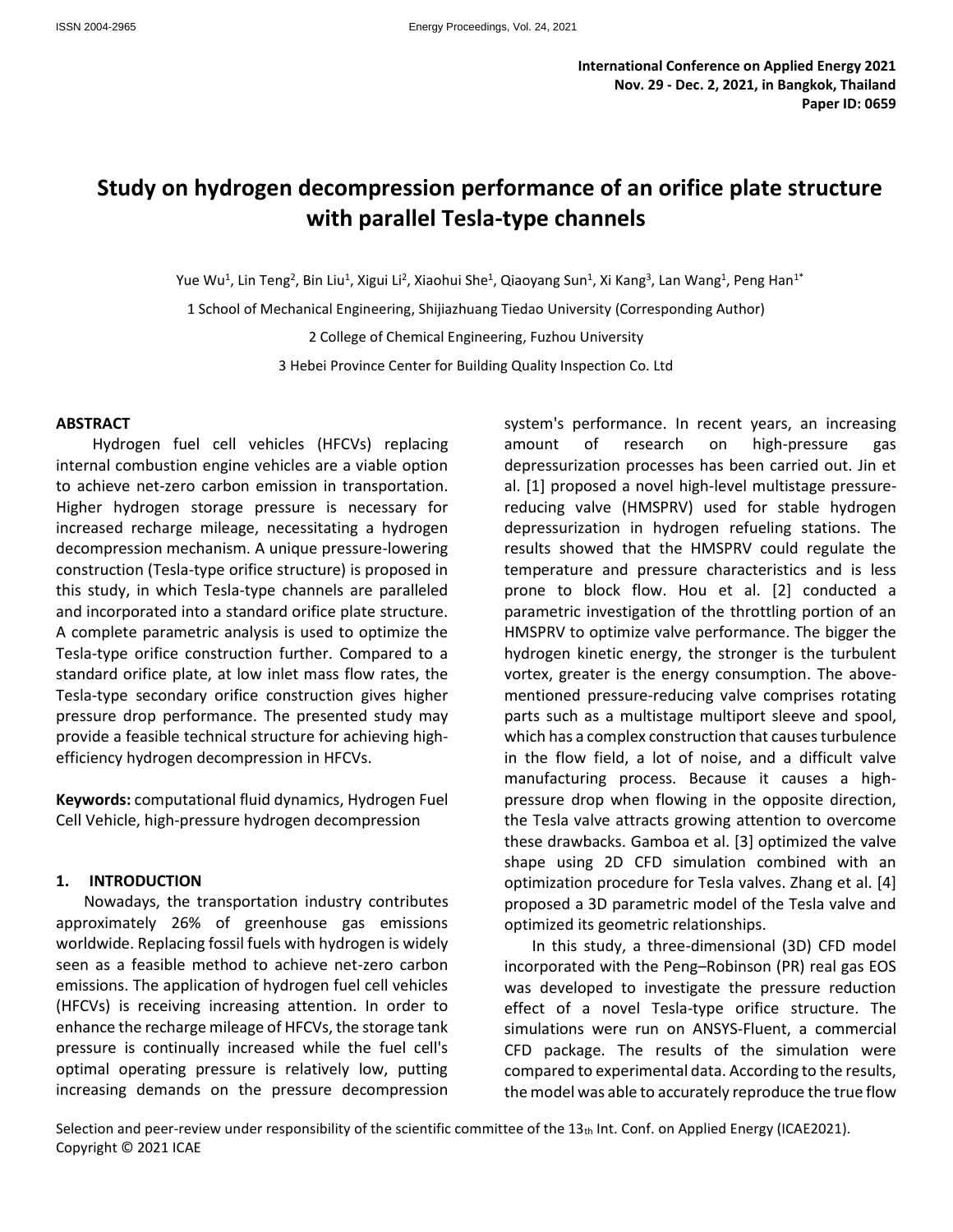**International Conference on Applied Energy 2021**
**Nov. 29 - Dec. 2, 2021, in Bangkok, Thailand**
**Paper ID: 0659**

# Study on hydrogen decompression performance of an orifice plate structure with parallel Tesla-type channels

Yue Wu[1], Lin Teng[2], Bin Liu[1], Xigui Li[2], Xiaohui She[1], Qiaoyang Sun[1], Xi Kang[3], Lan Wang[1], Peng Han[1*]

1 School of Mechanical Engineering, Shijiazhuang Tiedao University (Corresponding Author)

2 College of Chemical Engineering, Fuzhou University

3 Hebei Province Center for Building Quality Inspection Co. Ltd

## ABSTRACT

Hydrogen fuel cell vehicles (HFCVs) replacing internal combustion engine vehicles are a viable option to achieve net-zero carbon emission in transportation. Higher hydrogen storage pressure is necessary for increased recharge mileage, necessitating a hydrogen decompression mechanism. A unique pressure-lowering construction (Tesla-type orifice structure) is proposed in this study, in which Tesla-type channels are paralleled and incorporated into a standard orifice plate structure. A complete parametric analysis is used to optimize the Tesla-type orifice construction further. Compared to a standard orifice plate, at low inlet mass flow rates, the Tesla-type secondary orifice construction gives higher pressure drop performance. The presented study may provide a feasible technical structure for achieving high-efficiency hydrogen decompression in HFCVs.

**Keywords:** computational fluid dynamics, Hydrogen Fuel Cell Vehicle, high-pressure hydrogen decompression

## 1. INTRODUCTION

Nowadays, the transportation industry contributes approximately 26% of greenhouse gas emissions worldwide. Replacing fossil fuels with hydrogen is widely seen as a feasible method to achieve net-zero carbon emissions. The application of hydrogen fuel cell vehicles (HFCVs) is receiving increasing attention. In order to enhance the recharge mileage of HFCVs, the storage tank pressure is continually increased while the fuel cell's optimal operating pressure is relatively low, putting increasing demands on the pressure decompression system's performance. In recent years, an increasing amount of research on high-pressure gas depressurization processes has been carried out. Jin et al. [1] proposed a novel high-level multistage pressure-reducing valve (HMSPRV) used for stable hydrogen depressurization in hydrogen refueling stations. The results showed that the HMSPRV could regulate the temperature and pressure characteristics and is less prone to block flow. Hou et al. [2] conducted a parametric investigation of the throttling portion of an HMSPRV to optimize valve performance. The bigger the hydrogen kinetic energy, the stronger is the turbulent vortex, greater is the energy consumption. The above-mentioned pressure-reducing valve comprises rotating parts such as a multistage multiport sleeve and spool, which has a complex construction that causes turbulence in the flow field, a lot of noise, and a difficult valve manufacturing process. Because it causes a high-pressure drop when flowing in the opposite direction, the Tesla valve attracts growing attention to overcome these drawbacks. Gamboa et al. [3] optimized the valve shape using 2D CFD simulation combined with an optimization procedure for Tesla valves. Zhang et al. [4] proposed a 3D parametric model of the Tesla valve and optimized its geometric relationships.

In this study, a three-dimensional (3D) CFD model incorporated with the Peng–Robinson (PR) real gas EOS was developed to investigate the pressure reduction effect of a novel Tesla-type orifice structure. The simulations were run on ANSYS-Fluent, a commercial CFD package. The results of the simulation were compared to experimental data. According to the results, the model was able to accurately reproduce the true flow

Selection and peer-review under responsibility of the scientific committee of the 13th Int. Conf. on Applied Energy (ICAE2021).
Copyright © 2021 ICAE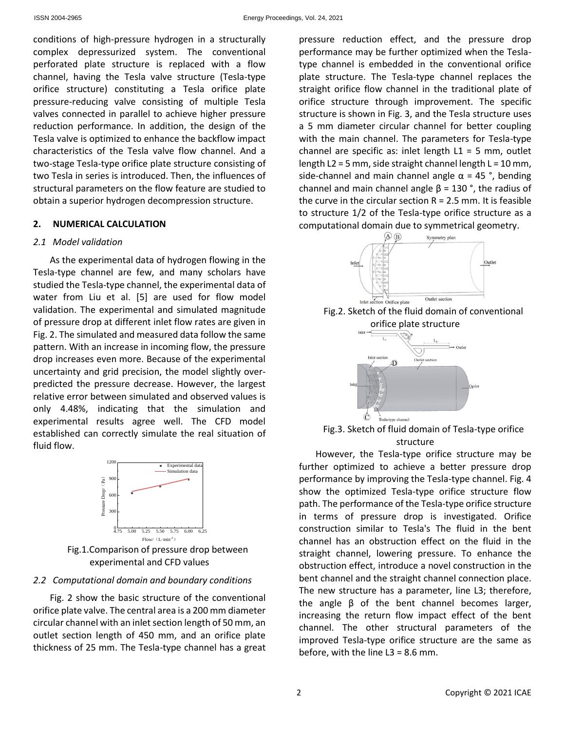conditions of high-pressure hydrogen in a structurally complex depressurized system. The conventional perforated plate structure is replaced with a flow channel, having the Tesla valve structure (Tesla-type orifice structure) constituting a Tesla orifice plate pressure-reducing valve consisting of multiple Tesla valves connected in parallel to achieve higher pressure reduction performance. In addition, the design of the Tesla valve is optimized to enhance the backflow impact characteristics of the Tesla valve flow channel. And a two-stage Tesla-type orifice plate structure consisting of two Tesla in series is introduced. Then, the influences of structural parameters on the flow feature are studied to obtain a superior hydrogen decompression structure.

## 2. NUMERICAL CALCULATION

### 2.1 Model validation

As the experimental data of hydrogen flowing in the Tesla-type channel are few, and many scholars have studied the Tesla-type channel, the experimental data of water from Liu et al. [5] are used for flow model validation. The experimental and simulated magnitude of pressure drop at different inlet flow rates are given in Fig. 2. The simulated and measured data follow the same pattern. With an increase in incoming flow, the pressure drop increases even more. Because of the experimental uncertainty and grid precision, the model slightly over-predicted the pressure decrease. However, the largest relative error between simulated and observed values is only 4.48%, indicating that the simulation and experimental results agree well. The CFD model established can correctly simulate the real situation of fluid flow.

Fig.1.Comparison of pressure drop between experimental and CFD values

### 2.2 Computational domain and boundary conditions

Fig. 2 show the basic structure of the conventional orifice plate valve. The central area is a 200 mm diameter circular channel with an inlet section length of 50 mm, an outlet section length of 450 mm, and an orifice plate thickness of 25 mm. The Tesla-type channel has a great pressure reduction effect, and the pressure drop performance may be further optimized when the Tesla-type channel is embedded in the conventional orifice plate structure. The Tesla-type channel replaces the straight orifice flow channel in the traditional plate of orifice structure through improvement. The specific structure is shown in Fig. 3, and the Tesla structure uses a 5 mm diameter circular channel for better coupling with the main channel. The parameters for Tesla-type channel are specific as: inlet length L1 = 5 mm, outlet length L2 = 5 mm, side straight channel length L = 10 mm, side-channel and main channel angle α = 45 °, bending channel and main channel angle β = 130 °, the radius of the curve in the circular section R = 2.5 mm. It is feasible to structure 1/2 of the Tesla-type orifice structure as a computational domain due to symmetrical geometry.

Fig.2. Sketch of the fluid domain of conventional orifice plate structure

Fig.3. Sketch of fluid domain of Tesla-type orifice structure

However, the Tesla-type orifice structure may be further optimized to achieve a better pressure drop performance by improving the Tesla-type channel. Fig. 4 show the optimized Tesla-type orifice structure flow path. The performance of the Tesla-type orifice structure in terms of pressure drop is investigated. Orifice construction similar to Tesla's The fluid in the bent channel has an obstruction effect on the fluid in the straight channel, lowering pressure. To enhance the obstruction effect, introduce a novel construction in the bent channel and the straight channel connection place. The new structure has a parameter, line L3; therefore, the angle β of the bent channel becomes larger, increasing the return flow impact effect of the bent channel. The other structural parameters of the improved Tesla-type orifice structure are the same as before, with the line L3 = 8.6 mm.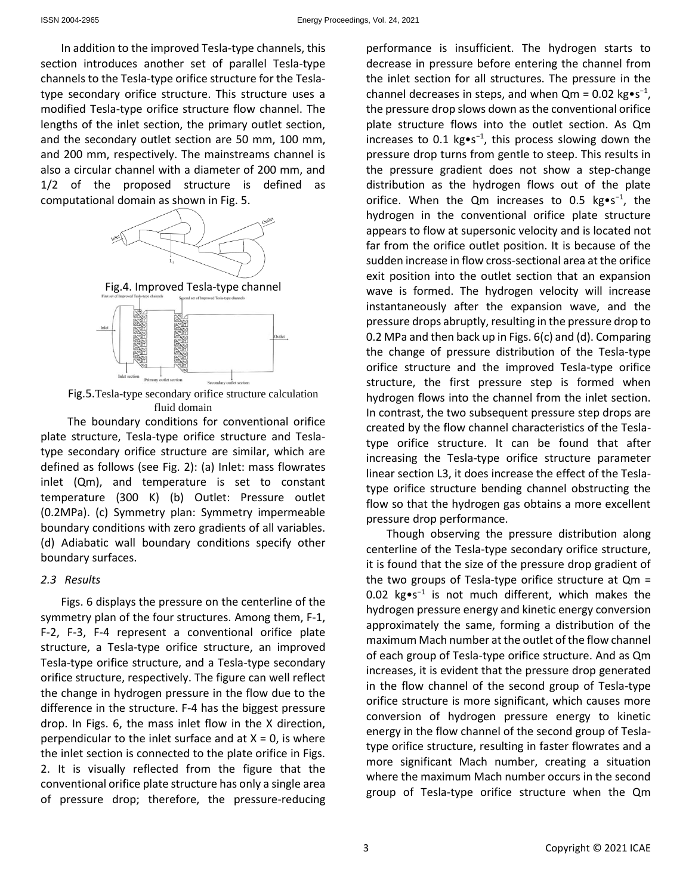In addition to the improved Tesla-type channels, this section introduces another set of parallel Tesla-type channels to the Tesla-type orifice structure for the Tesla-type secondary orifice structure. This structure uses a modified Tesla-type orifice structure flow channel. The lengths of the inlet section, the primary outlet section, and the secondary outlet section are 50 mm, 100 mm, and 200 mm, respectively. The mainstreams channel is also a circular channel with a diameter of 200 mm, and 1/2 of the proposed structure is defined as computational domain as shown in Fig. 5.

Fig.4. Improved Tesla-type channel

Fig.5. Tesla-type secondary orifice structure calculation fluid domain

The boundary conditions for conventional orifice plate structure, Tesla-type orifice structure and Tesla-type secondary orifice structure are similar, which are defined as follows (see Fig. 2): (a) Inlet: mass flowrates inlet (Qm), and temperature is set to constant temperature (300 K) (b) Outlet: Pressure outlet (0.2MPa). (c) Symmetry plan: Symmetry impermeable boundary conditions with zero gradients of all variables. (d) Adiabatic wall boundary conditions specify other boundary surfaces.

### *2.3 Results*

Figs. 6 displays the pressure on the centerline of the symmetry plan of the four structures. Among them, F-1, F-2, F-3, F-4 represent a conventional orifice plate structure, a Tesla-type orifice structure, an improved Tesla-type orifice structure, and a Tesla-type secondary orifice structure, respectively. The figure can well reflect the change in hydrogen pressure in the flow due to the difference in the structure. F-4 has the biggest pressure drop. In Figs. 6, the mass inlet flow in the X direction, perpendicular to the inlet surface and at X = 0, is where the inlet section is connected to the plate orifice in Figs. 2. It is visually reflected from the figure that the conventional orifice plate structure has only a single area of pressure drop; therefore, the pressure-reducing performance is insufficient. The hydrogen starts to decrease in pressure before entering the channel from the inlet section for all structures. The pressure in the channel decreases in steps, and when Qm = 0.02 kg•s$^{-1}$, the pressure drop slows down as the conventional orifice plate structure flows into the outlet section. As Qm increases to 0.1 kg•s$^{-1}$, this process slowing down the pressure drop turns from gentle to steep. This results in the pressure gradient does not show a step-change distribution as the hydrogen flows out of the plate orifice. When the Qm increases to 0.5 kg•s$^{-1}$, the hydrogen in the conventional orifice plate structure appears to flow at supersonic velocity and is located not far from the orifice outlet position. It is because of the sudden increase in flow cross-sectional area at the orifice exit position into the outlet section that an expansion wave is formed. The hydrogen velocity will increase instantaneously after the expansion wave, and the pressure drops abruptly, resulting in the pressure drop to 0.2 MPa and then back up in Figs. 6(c) and (d). Comparing the change of pressure distribution of the Tesla-type orifice structure and the improved Tesla-type orifice structure, the first pressure step is formed when hydrogen flows into the channel from the inlet section. In contrast, the two subsequent pressure step drops are created by the flow channel characteristics of the Tesla-type orifice structure. It can be found that after increasing the Tesla-type orifice structure parameter linear section L3, it does increase the effect of the Tesla-type orifice structure bending channel obstructing the flow so that the hydrogen gas obtains a more excellent pressure drop performance.

Though observing the pressure distribution along centerline of the Tesla-type secondary orifice structure, it is found that the size of the pressure drop gradient of the two groups of Tesla-type orifice structure at Qm = 0.02 kg•s$^{-1}$ is not much different, which makes the hydrogen pressure energy and kinetic energy conversion approximately the same, forming a distribution of the maximum Mach number at the outlet of the flow channel of each group of Tesla-type orifice structure. And as Qm increases, it is evident that the pressure drop generated in the flow channel of the second group of Tesla-type orifice structure is more significant, which causes more conversion of hydrogen pressure energy to kinetic energy in the flow channel of the second group of Tesla-type orifice structure, resulting in faster flowrates and a more significant Mach number, creating a situation where the maximum Mach number occurs in the second group of Tesla-type orifice structure when the Qm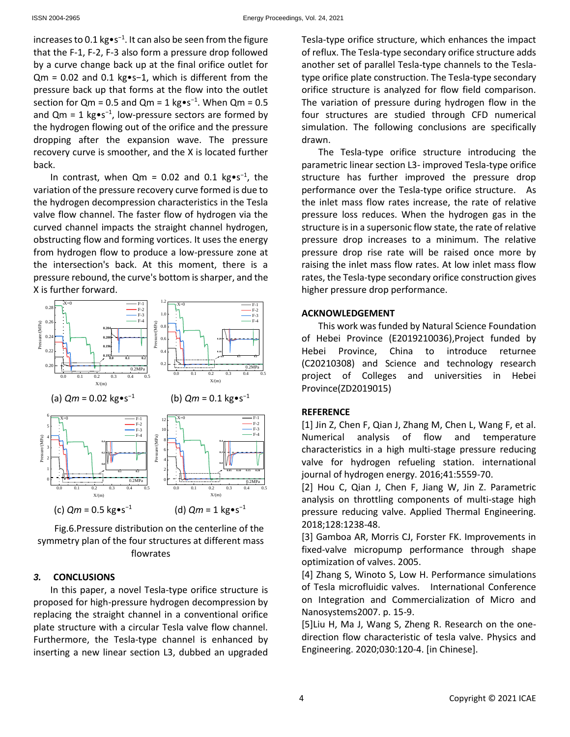increases to 0.1 kg•s$^{-1}$. It can also be seen from the figure that the F-1, F-2, F-3 also form a pressure drop followed by a curve change back up at the final orifice outlet for Qm = 0.02 and 0.1 kg•s−1, which is different from the pressure back up that forms at the flow into the outlet section for Qm = 0.5 and Qm = 1 kg•s$^{-1}$. When Qm = 0.5 and Qm = 1 kg•s$^{-1}$, low-pressure sectors are formed by the hydrogen flowing out of the orifice and the pressure dropping after the expansion wave. The pressure recovery curve is smoother, and the X is located further back.

In contrast, when Qm = 0.02 and 0.1 kg•s$^{-1}$, the variation of the pressure recovery curve formed is due to the hydrogen decompression characteristics in the Tesla valve flow channel. The faster flow of hydrogen via the curved channel impacts the straight channel hydrogen, obstructing flow and forming vortices. It uses the energy from hydrogen flow to produce a low-pressure zone at the intersection's back. At this moment, there is a pressure rebound, the curve's bottom is sharper, and the X is further forward.

X=0
F-1
F-2
F-3
F-4
Pressure(MPa)
X/(m)
0.2MPa

(a) *Qm* = 0.02 kg•s$^{-1}$

(b) *Qm* = 0.1 kg•s$^{-1}$

(c) *Qm* = 0.5 kg•s$^{-1}$

(d) *Qm* = 1 kg•s$^{-1}$

Fig.6.Pressure distribution on the centerline of the symmetry plan of the four structures at different mass flowrates

## *3.* CONCLUSIONS

In this paper, a novel Tesla-type orifice structure is proposed for high-pressure hydrogen decompression by replacing the straight channel in a conventional orifice plate structure with a circular Tesla valve flow channel. Furthermore, the Tesla-type channel is enhanced by inserting a new linear section L3, dubbed an upgraded Tesla-type orifice structure, which enhances the impact of reflux. The Tesla-type secondary orifice structure adds another set of parallel Tesla-type channels to the Tesla-type orifice plate construction. The Tesla-type secondary orifice structure is analyzed for flow field comparison. The variation of pressure during hydrogen flow in the four structures are studied through CFD numerical simulation. The following conclusions are specifically drawn.

The Tesla-type orifice structure introducing the parametric linear section L3- improved Tesla-type orifice structure has further improved the pressure drop performance over the Tesla-type orifice structure. As the inlet mass flow rates increase, the rate of relative pressure loss reduces. When the hydrogen gas in the structure is in a supersonic flow state, the rate of relative pressure drop increases to a minimum. The relative pressure drop rise rate will be raised once more by raising the inlet mass flow rates. At low inlet mass flow rates, the Tesla-type secondary orifice construction gives higher pressure drop performance.

## ACKNOWLEDGEMENT

This work was funded by Natural Science Foundation of Hebei Province (E2019210036),Project funded by Hebei Province, China to introduce returnee (C20210308) and Science and technology research project of Colleges and universities in Hebei Province(ZD2019015)

## REFERENCE

[1] Jin Z, Chen F, Qian J, Zhang M, Chen L, Wang F, et al. Numerical analysis of flow and temperature characteristics in a high multi-stage pressure reducing valve for hydrogen refueling station. international journal of hydrogen energy. 2016;41:5559-70.

[2] Hou C, Qian J, Chen F, Jiang W, Jin Z. Parametric analysis on throttling components of multi-stage high pressure reducing valve. Applied Thermal Engineering. 2018;128:1238-48.

[3] Gamboa AR, Morris CJ, Forster FK. Improvements in fixed-valve micropump performance through shape optimization of valves. 2005.

[4] Zhang S, Winoto S, Low H. Performance simulations of Tesla microfluidic valves. International Conference on Integration and Commercialization of Micro and Nanosystems2007. p. 15-9.

[5]Liu H, Ma J, Wang S, Zheng R. Research on the one-direction flow characteristic of tesla valve. Physics and Engineering. 2020;030:120-4. [in Chinese].